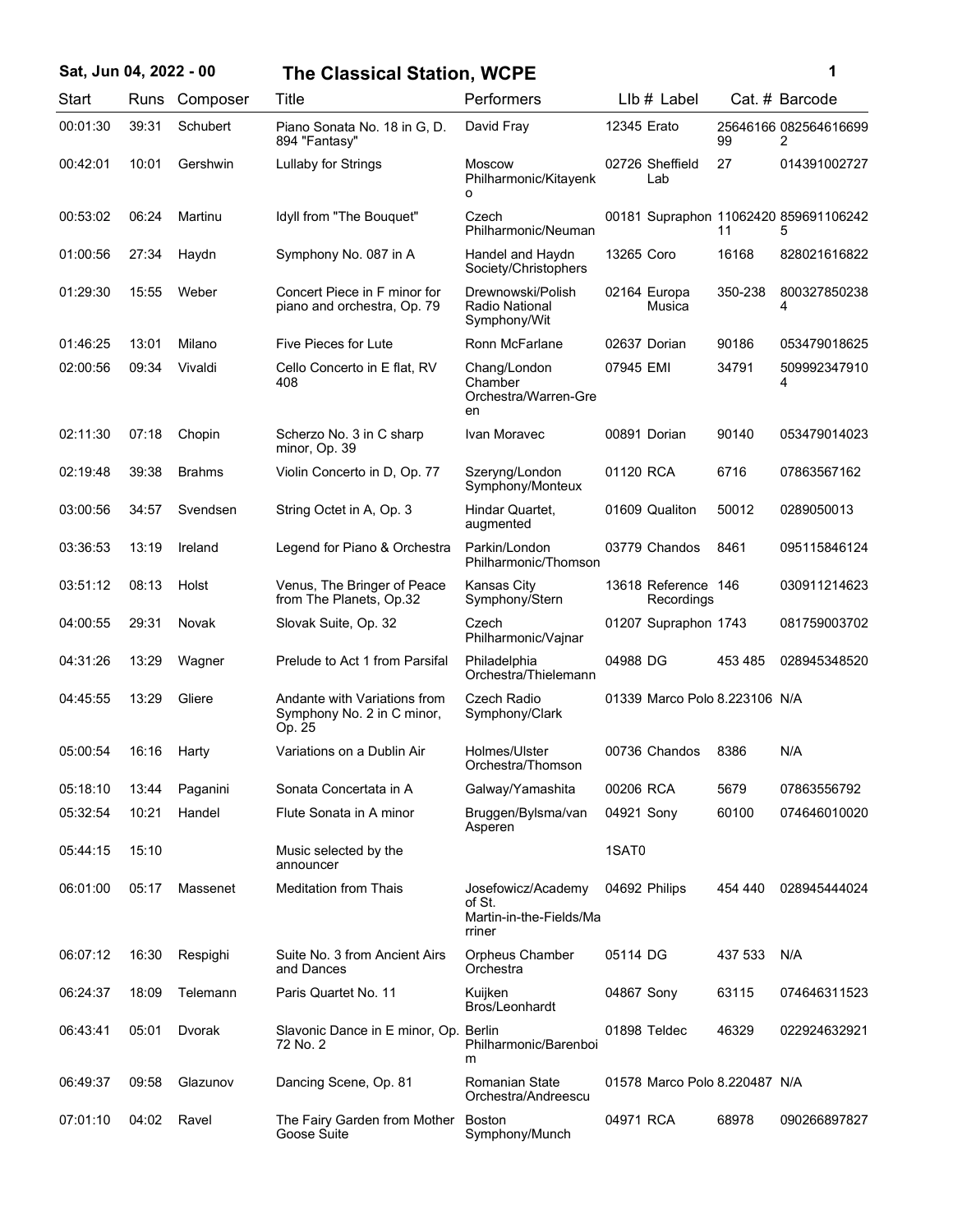# The Classical Station, WCPE

**Sat, Jun 04, 2022 - 00**

| Start | Runs | Composer | Title | Performers | Llb # | Label | Cat. # | Barcode |
|---|---|---|---|---|---|---|---|---|
| 00:01:30 | 39:31 | Schubert | Piano Sonata No. 18 in G, D. 894 "Fantasy" | David Fray | 12345 | Erato | 2564616699 | 0825646166992 |
| 00:42:01 | 10:01 | Gershwin | Lullaby for Strings | Moscow Philharmonic/Kitayenko | 02726 | Sheffield Lab | 27 | 014391002727 |
| 00:53:02 | 06:24 | Martinu | Idyll from "The Bouquet" | Czech Philharmonic/Neuman | 00181 | Supraphon | 1106242011 | 8596911062425 |
| 01:00:56 | 27:34 | Haydn | Symphony No. 087 in A | Handel and Haydn Society/Christophers | 13265 | Coro | 16168 | 828021616822 |
| 01:29:30 | 15:55 | Weber | Concert Piece in F minor for piano and orchestra, Op. 79 | Drewnowski/Polish Radio National Symphony/Wit | 02164 | Europa Musica | 350-238 | 8003278502384 |
| 01:46:25 | 13:01 | Milano | Five Pieces for Lute | Ronn McFarlane | 02637 | Dorian | 90186 | 053479018625 |
| 02:00:56 | 09:34 | Vivaldi | Cello Concerto in E flat, RV 408 | Chang/London Chamber Orchestra/Warren-Green | 07945 | EMI | 34791 | 5099923479104 |
| 02:11:30 | 07:18 | Chopin | Scherzo No. 3 in C sharp minor, Op. 39 | Ivan Moravec | 00891 | Dorian | 90140 | 053479014023 |
| 02:19:48 | 39:38 | Brahms | Violin Concerto in D, Op. 77 | Szeryng/London Symphony/Monteux | 01120 | RCA | 6716 | 07863567162 |
| 03:00:56 | 34:57 | Svendsen | String Octet in A, Op. 3 | Hindar Quartet, augmented | 01609 | Qualiton | 50012 | 0289050013 |
| 03:36:53 | 13:19 | Ireland | Legend for Piano & Orchestra | Parkin/London Philharmonic/Thomson | 03779 | Chandos | 8461 | 095115846124 |
| 03:51:12 | 08:13 | Holst | Venus, The Bringer of Peace from The Planets, Op.32 | Kansas City Symphony/Stern | 13618 | Reference Recordings | 146 | 030911214623 |
| 04:00:55 | 29:31 | Novak | Slovak Suite, Op. 32 | Czech Philharmonic/Vajnar | 01207 | Supraphon | 1743 | 081759003702 |
| 04:31:26 | 13:29 | Wagner | Prelude to Act 1 from Parsifal | Philadelphia Orchestra/Thielemann | 04988 | DG | 453 485 | 028945348520 |
| 04:45:55 | 13:29 | Gliere | Andante with Variations from Symphony No. 2 in C minor, Op. 25 | Czech Radio Symphony/Clark | 01339 | Marco Polo | 8.223106 | N/A |
| 05:00:54 | 16:16 | Harty | Variations on a Dublin Air | Holmes/Ulster Orchestra/Thomson | 00736 | Chandos | 8386 | N/A |
| 05:18:10 | 13:44 | Paganini | Sonata Concertata in A | Galway/Yamashita | 00206 | RCA | 5679 | 07863556792 |
| 05:32:54 | 10:21 | Handel | Flute Sonata in A minor | Bruggen/Bylsma/van Asperen | 04921 | Sony | 60100 | 074646010020 |
| 05:44:15 | 15:10 | | Music selected by the announcer | | 1SAT0 | | | |
| 06:01:00 | 05:17 | Massenet | Meditation from Thais | Josefowicz/Academy of St. Martin-in-the-Fields/Marriner | 04692 | Philips | 454 440 | 028945444024 |
| 06:07:12 | 16:30 | Respighi | Suite No. 3 from Ancient Airs and Dances | Orpheus Chamber Orchestra | 05114 | DG | 437 533 | N/A |
| 06:24:37 | 18:09 | Telemann | Paris Quartet No. 11 | Kuijken Bros/Leonhardt | 04867 | Sony | 63115 | 074646311523 |
| 06:43:41 | 05:01 | Dvorak | Slavonic Dance in E minor, Op. 72 No. 2 | Berlin Philharmonic/Barenboim | 01898 | Teldec | 46329 | 022924632921 |
| 06:49:37 | 09:58 | Glazunov | Dancing Scene, Op. 81 | Romanian State Orchestra/Andreescu | 01578 | Marco Polo | 8.220487 | N/A |
| 07:01:10 | 04:02 | Ravel | The Fairy Garden from Mother Goose Suite | Boston Symphony/Munch | 04971 | RCA | 68978 | 090266897827 |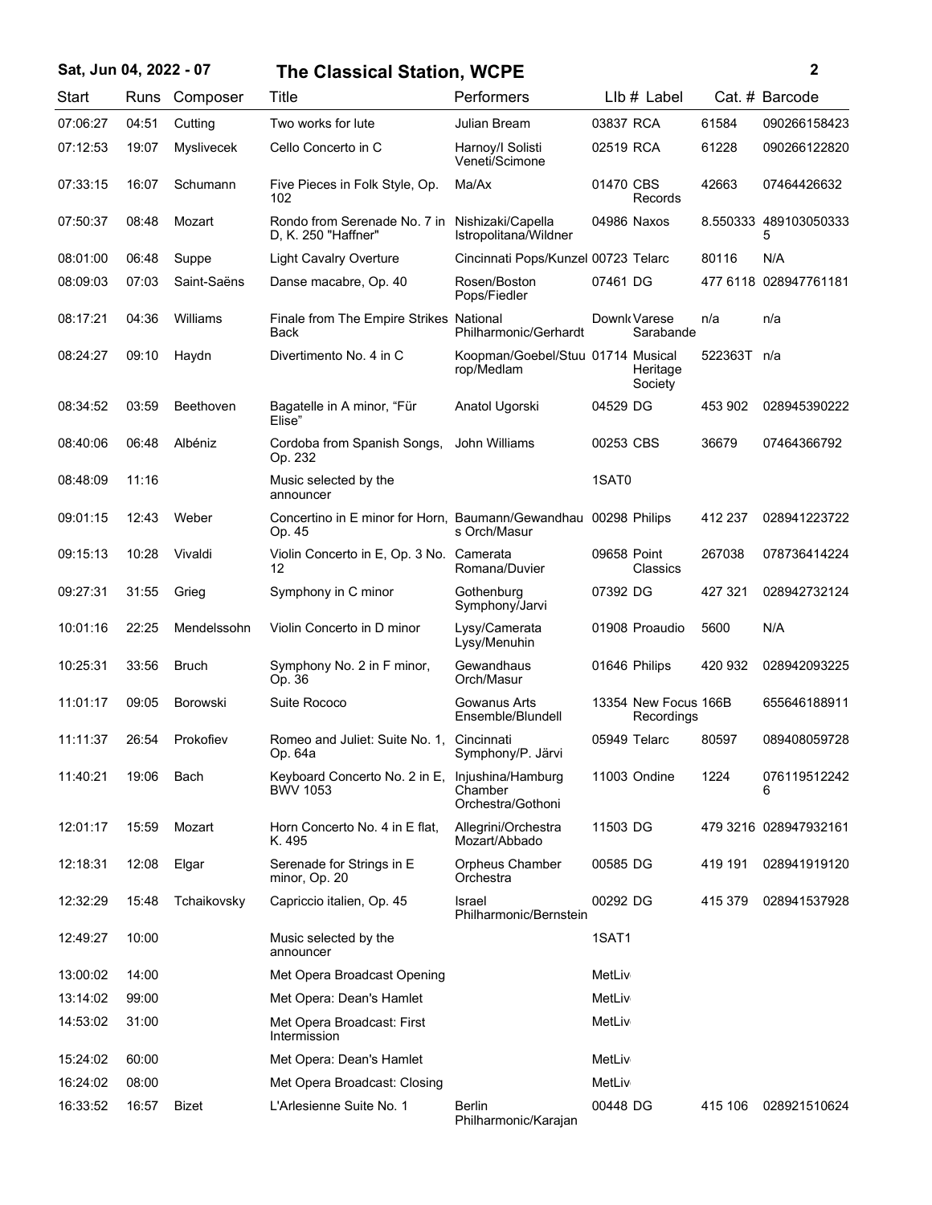| Start | Runs | Composer | Title | Performers | LIb # | Label | Cat. # | Barcode |
|---|---|---|---|---|---|---|---|---|
| 07:06:27 | 04:51 | Cutting | Two works for lute | Julian Bream | 03837 | RCA | 61584 | 090266158423 |
| 07:12:53 | 19:07 | Myslivecek | Cello Concerto in C | Harnoy/I Solisti Veneti/Scimone | 02519 | RCA | 61228 | 090266122820 |
| 07:33:15 | 16:07 | Schumann | Five Pieces in Folk Style, Op. 102 | Ma/Ax | 01470 | CBS Records | 42663 | 07464426632 |
| 07:50:37 | 08:48 | Mozart | Rondo from Serenade No. 7 in D, K. 250 "Haffner" | Nishizaki/Capella Istropolitana/Wildner | 04986 | Naxos | 8.550333 | 4891030503335 |
| 08:01:00 | 06:48 | Suppe | Light Cavalry Overture | Cincinnati Pops/Kunzel | 00723 | Telarc | 80116 | N/A |
| 08:09:03 | 07:03 | Saint-Saëns | Danse macabre, Op. 40 | Rosen/Boston Pops/Fiedler | 07461 | DG | 477 6118 | 028947761181 |
| 08:17:21 | 04:36 | Williams | Finale from The Empire Strikes Back | National Philharmonic/Gerhardt | Downl | Varese Sarabande | n/a | n/a |
| 08:24:27 | 09:10 | Haydn | Divertimento No. 4 in C | Koopman/Goebel/Stuurop/Medlam | 01714 | Musical Heritage Society | 522363T | n/a |
| 08:34:52 | 03:59 | Beethoven | Bagatelle in A minor, "Für Elise" | Anatol Ugorski | 04529 | DG | 453 902 | 028945390222 |
| 08:40:06 | 06:48 | Albéniz | Cordoba from Spanish Songs, Op. 232 | John Williams | 00253 | CBS | 36679 | 07464366792 |
| 08:48:09 | 11:16 | | Music selected by the announcer | | 1SAT0 | | | |
| 09:01:15 | 12:43 | Weber | Concertino in E minor for Horn, Op. 45 | Baumann/Gewandhaus Orch/Masur | 00298 | Philips | 412 237 | 028941223722 |
| 09:15:13 | 10:28 | Vivaldi | Violin Concerto in E, Op. 3 No. 12 | Camerata Romana/Duvier | 09658 | Point Classics | 267038 | 078736414224 |
| 09:27:31 | 31:55 | Grieg | Symphony in C minor | Gothenburg Symphony/Jarvi | 07392 | DG | 427 321 | 028942732124 |
| 10:01:16 | 22:25 | Mendelssohn | Violin Concerto in D minor | Lysy/Camerata Lysy/Menuhin | 01908 | Proaudio | 5600 | N/A |
| 10:25:31 | 33:56 | Bruch | Symphony No. 2 in F minor, Op. 36 | Gewandhaus Orch/Masur | 01646 | Philips | 420 932 | 028942093225 |
| 11:01:17 | 09:05 | Borowski | Suite Rococo | Gowanus Arts Ensemble/Blundell | 13354 | New Focus Recordings | 166B | 655646188911 |
| 11:11:37 | 26:54 | Prokofiev | Romeo and Juliet: Suite No. 1, Op. 64a | Cincinnati Symphony/P. Järvi | 05949 | Telarc | 80597 | 089408059728 |
| 11:40:21 | 19:06 | Bach | Keyboard Concerto No. 2 in E, BWV 1053 | Injushina/Hamburg Chamber Orchestra/Gothoni | 11003 | Ondine | 1224 | 0761195122426 |
| 12:01:17 | 15:59 | Mozart | Horn Concerto No. 4 in E flat, K. 495 | Allegrini/Orchestra Mozart/Abbado | 11503 | DG | 479 3216 | 028947932161 |
| 12:18:31 | 12:08 | Elgar | Serenade for Strings in E minor, Op. 20 | Orpheus Chamber Orchestra | 00585 | DG | 419 191 | 028941919120 |
| 12:32:29 | 15:48 | Tchaikovsky | Capriccio italien, Op. 45 | Israel Philharmonic/Bernstein | 00292 | DG | 415 379 | 028941537928 |
| 12:49:27 | 10:00 | | Music selected by the announcer | | 1SAT1 | | | |
| 13:00:02 | 14:00 | | Met Opera Broadcast Opening | | MetLiv | | | |
| 13:14:02 | 99:00 | | Met Opera: Dean's Hamlet | | MetLiv | | | |
| 14:53:02 | 31:00 | | Met Opera Broadcast: First Intermission | | MetLiv | | | |
| 15:24:02 | 60:00 | | Met Opera: Dean's Hamlet | | MetLiv | | | |
| 16:24:02 | 08:00 | | Met Opera Broadcast: Closing | | MetLiv | | | |
| 16:33:52 | 16:57 | Bizet | L'Arlesienne Suite No. 1 | Berlin Philharmonic/Karajan | 00448 | DG | 415 106 | 028921510624 |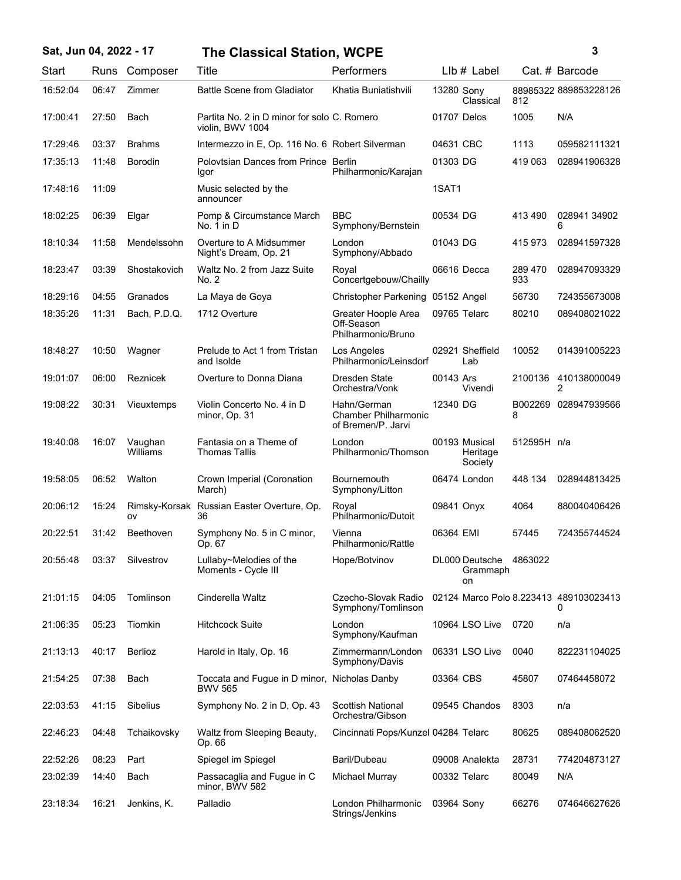## Sat, Jun 04, 2022 - 17 — The Classical Station, WCPE

| Start | Runs | Composer | Title | Performers | Llb # | Label | Cat. # | Barcode |
|---|---|---|---|---|---|---|---|---|
| 16:52:04 | 06:47 | Zimmer | Battle Scene from Gladiator | Khatia Buniatishvili | 13280 | Sony Classical | 88985322812 | 889853228126 |
| 17:00:41 | 27:50 | Bach | Partita No. 2 in D minor for solo violin, BWV 1004 | C. Romero | 01707 | Delos | 1005 | N/A |
| 17:29:46 | 03:37 | Brahms | Intermezzo in E, Op. 116 No. 6 | Robert Silverman | 04631 | CBC | 1113 | 059582111321 |
| 17:35:13 | 11:48 | Borodin | Polovtsian Dances from Prince Igor | Berlin Philharmonic/Karajan | 01303 | DG | 419 063 | 028941906328 |
| 17:48:16 | 11:09 | | Music selected by the announcer | | 1SAT1 | | | |
| 18:02:25 | 06:39 | Elgar | Pomp & Circumstance March No. 1 in D | BBC Symphony/Bernstein | 00534 | DG | 413 490 | 028941 349026 |
| 18:10:34 | 11:58 | Mendelssohn | Overture to A Midsummer Night's Dream, Op. 21 | London Symphony/Abbado | 01043 | DG | 415 973 | 028941597328 |
| 18:23:47 | 03:39 | Shostakovich | Waltz No. 2 from Jazz Suite No. 2 | Royal Concertgebouw/Chailly | 06616 | Decca | 289 470 933 | 028947093329 |
| 18:29:16 | 04:55 | Granados | La Maya de Goya | Christopher Parkening | 05152 | Angel | 56730 | 724355673008 |
| 18:35:26 | 11:31 | Bach, P.D.Q. | 1712 Overture | Greater Hoople Area Off-Season Philharmonic/Bruno | 09765 | Telarc | 80210 | 089408021022 |
| 18:48:27 | 10:50 | Wagner | Prelude to Act 1 from Tristan and Isolde | Los Angeles Philharmonic/Leinsdorf | 02921 | Sheffield Lab | 10052 | 014391005223 |
| 19:01:07 | 06:00 | Reznicek | Overture to Donna Diana | Dresden State Orchestra/Vonk | 00143 | Ars Vivendi | 2100136 | 4101380000492 |
| 19:08:22 | 30:31 | Vieuxtemps | Violin Concerto No. 4 in D minor, Op. 31 | Hahn/German Chamber Philharmonic of Bremen/P. Jarvi | 12340 | DG | B0022698 | 028947939566 |
| 19:40:08 | 16:07 | Vaughan Williams | Fantasia on a Theme of Thomas Tallis | London Philharmonic/Thomson | 00193 | Musical Heritage Society | 512595H | n/a |
| 19:58:05 | 06:52 | Walton | Crown Imperial (Coronation March) | Bournemouth Symphony/Litton | 06474 | London | 448 134 | 028944813425 |
| 20:06:12 | 15:24 | Rimsky-Korsakov | Russian Easter Overture, Op. 36 | Royal Philharmonic/Dutoit | 09841 | Onyx | 4064 | 880040406426 |
| 20:22:51 | 31:42 | Beethoven | Symphony No. 5 in C minor, Op. 67 | Vienna Philharmonic/Rattle | 06364 | EMI | 57445 | 724355744524 |
| 20:55:48 | 03:37 | Silvestrov | Lullaby~Melodies of the Moments - Cycle III | Hope/Botvinov | DL000 | Deutsche Grammaphon | 4863022 | |
| 21:01:15 | 04:05 | Tomlinson | Cinderella Waltz | Czecho-Slovak Radio Symphony/Tomlinson | 02124 | Marco Polo | 8.223413 | 4891030234130 |
| 21:06:35 | 05:23 | Tiomkin | Hitchcock Suite | London Symphony/Kaufman | 10964 | LSO Live | 0720 | n/a |
| 21:13:13 | 40:17 | Berlioz | Harold in Italy, Op. 16 | Zimmermann/London Symphony/Davis | 06331 | LSO Live | 0040 | 822231104025 |
| 21:54:25 | 07:38 | Bach | Toccata and Fugue in D minor, BWV 565 | Nicholas Danby | 03364 | CBS | 45807 | 07464458072 |
| 22:03:53 | 41:15 | Sibelius | Symphony No. 2 in D, Op. 43 | Scottish National Orchestra/Gibson | 09545 | Chandos | 8303 | n/a |
| 22:46:23 | 04:48 | Tchaikovsky | Waltz from Sleeping Beauty, Op. 66 | Cincinnati Pops/Kunzel | 04284 | Telarc | 80625 | 089408062520 |
| 22:52:26 | 08:23 | Part | Spiegel im Spiegel | Baril/Dubeau | 09008 | Analekta | 28731 | 774204873127 |
| 23:02:39 | 14:40 | Bach | Passacaglia and Fugue in C minor, BWV 582 | Michael Murray | 00332 | Telarc | 80049 | N/A |
| 23:18:34 | 16:21 | Jenkins, K. | Palladio | London Philharmonic Strings/Jenkins | 03964 | Sony | 66276 | 074646627626 |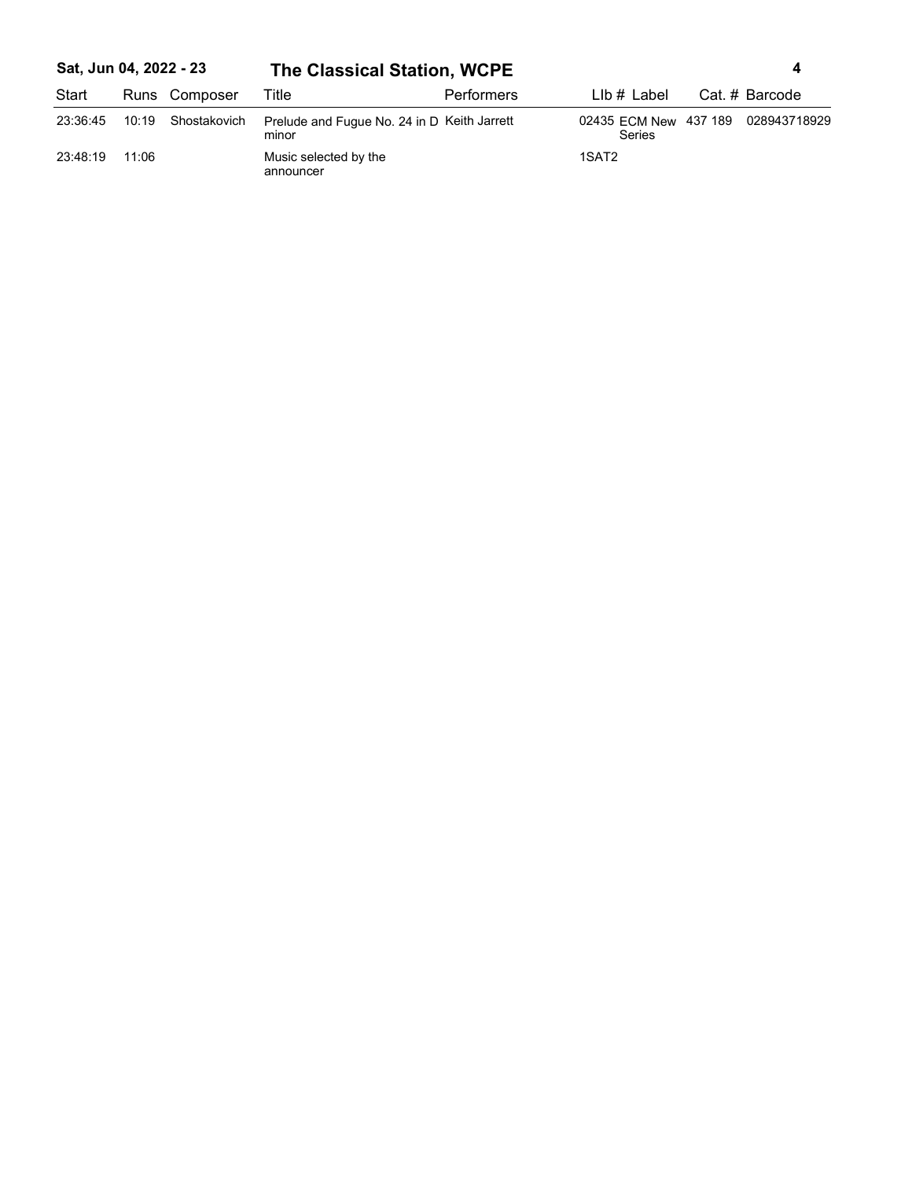| Start | Runs | Composer | Title | Performers | Llb # | Label | Cat. # | Barcode |
|---|---|---|---|---|---|---|---|---|
| 23:36:45 | 10:19 | Shostakovich | Prelude and Fugue No. 24 in D minor | Keith Jarrett | 02435 | ECM New Series | 437 189 | 028943718929 |
| 23:48:19 | 11:06 | | Music selected by the announcer | | 1SAT2 | | | |